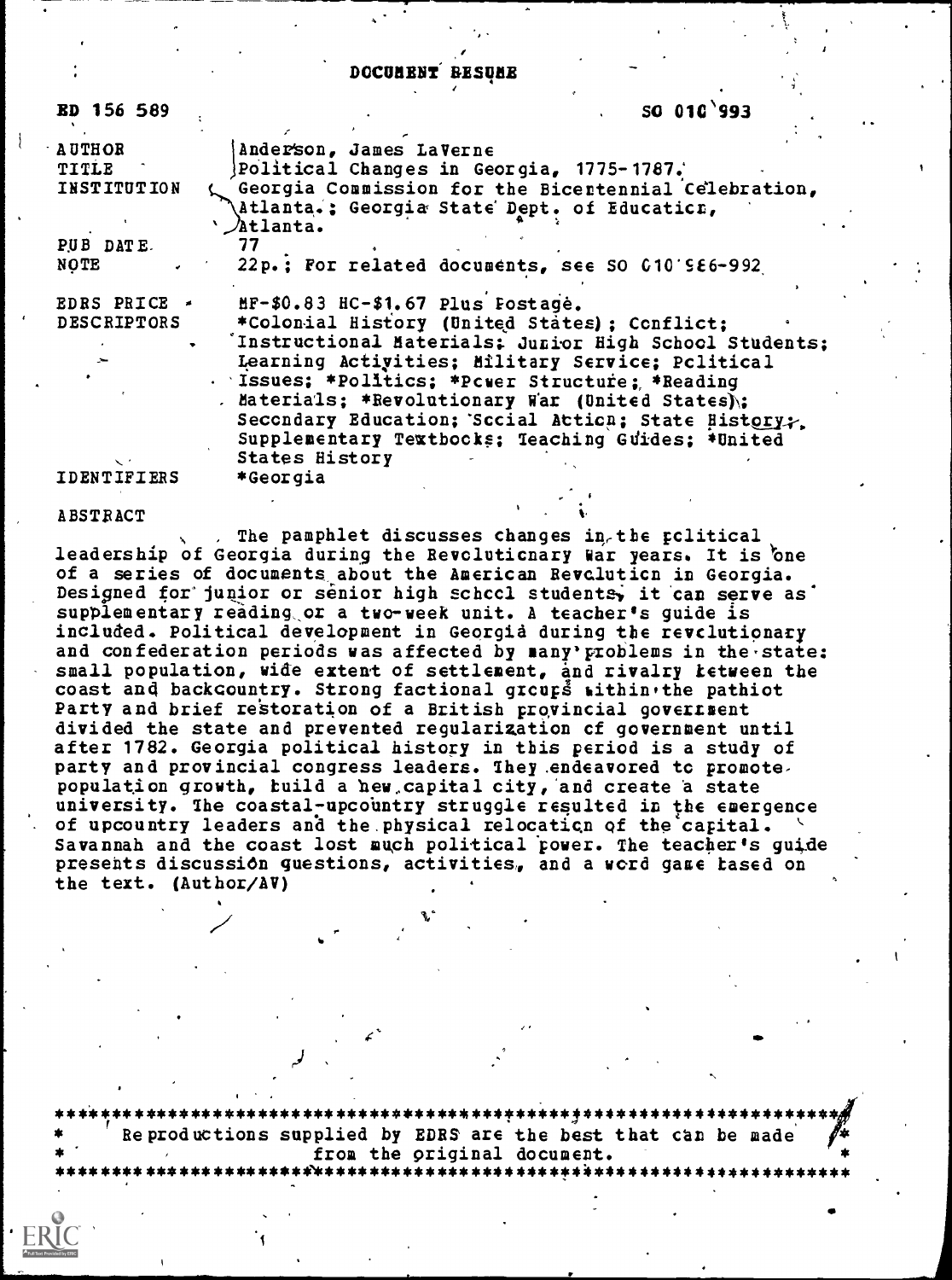# DOCUMENT RESUME

| | |
|---|---|
| ED 156 589 | SO 010 993 |
| AUTHOR | Anderson, James LaVerne |
| TITLE | Political Changes in Georgia, 1775-1787. |
| INSTITUTION | Georgia Commission for the Bicentennial Celebration, Atlanta.; Georgia State Dept. of Education, Atlanta. |
| PUB DATE | 77 |
| NOTE | 22p.; For related documents, see SO 010 986-992 |
| EDRS PRICE | MF-$0.83 HC-$1.67 Plus Postage. |
| DESCRIPTORS | *Colonial History (United States); Conflict; Instructional Materials; Junior High School Students; Learning Activities; Military Service; Political Issues; *Politics; *Power Structure; *Reading Materials; *Revolutionary War (United States); Secondary Education; Social Action; State History; Supplementary Textbooks; Teaching Guides; *United States History |
| IDENTIFIERS | *Georgia |

## ABSTRACT

The pamphlet discusses changes in the political leadership of Georgia during the Revolutionary War years. It is one of a series of documents about the American Revolution in Georgia. Designed for junior or senior high school students, it can serve as supplementary reading or a two-week unit. A teacher's guide is included. Political development in Georgia during the revolutionary and confederation periods was affected by many problems in the state: small population, wide extent of settlement, and rivalry between the coast and backcountry. Strong factional groups within the pathiot Party and brief restoration of a British provincial government divided the state and prevented regularization of government until after 1782. Georgia political history in this period is a study of party and provincial congress leaders. They endeavored to promote population growth, build a new capital city, and create a state university. The coastal-upcountry struggle resulted in the emergence of upcountry leaders and the physical relocation of the capital. Savannah and the coast lost much political power. The teacher's guide presents discussion questions, activities, and a word game based on the text. (Author/AV)

---

Reproductions supplied by EDRS are the best that can be made from the original document.

---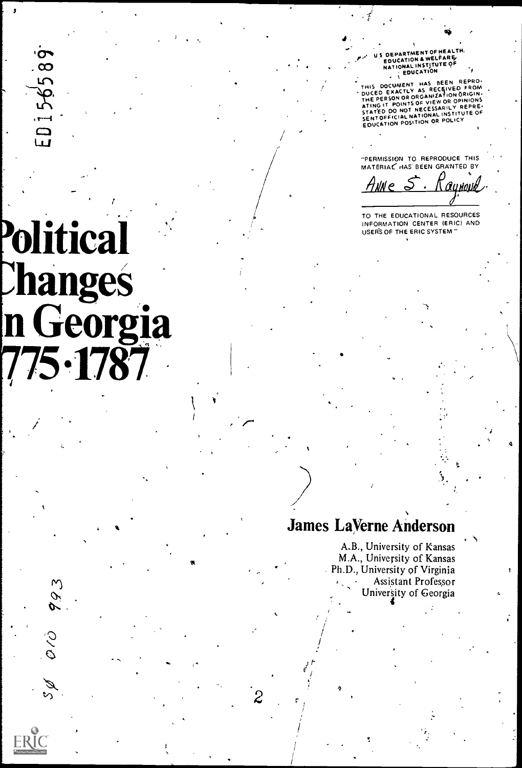ED156589

U.S. DEPARTMENT OF HEALTH, EDUCATION & WELFARE
NATIONAL INSTITUTE OF EDUCATION

THIS DOCUMENT HAS BEEN REPRODUCED EXACTLY AS RECEIVED FROM THE PERSON OR ORGANIZATION ORIGINATING IT. POINTS OF VIEW OR OPINIONS STATED DO NOT NECESSARILY REPRESENT OFFICIAL NATIONAL INSTITUTE OF EDUCATION POSITION OR POLICY

"PERMISSION TO REPRODUCE THIS MATERIAL HAS BEEN GRANTED BY

Anne S. Raynold

TO THE EDUCATIONAL RESOURCES INFORMATION CENTER (ERIC) AND USERS OF THE ERIC SYSTEM."

# Political Changes in Georgia 1775-1787

**James LaVerne Anderson**

A.B., University of Kansas
M.A., University of Kansas
Ph.D., University of Virginia
Assistant Professor
University of Georgia

SO 010 993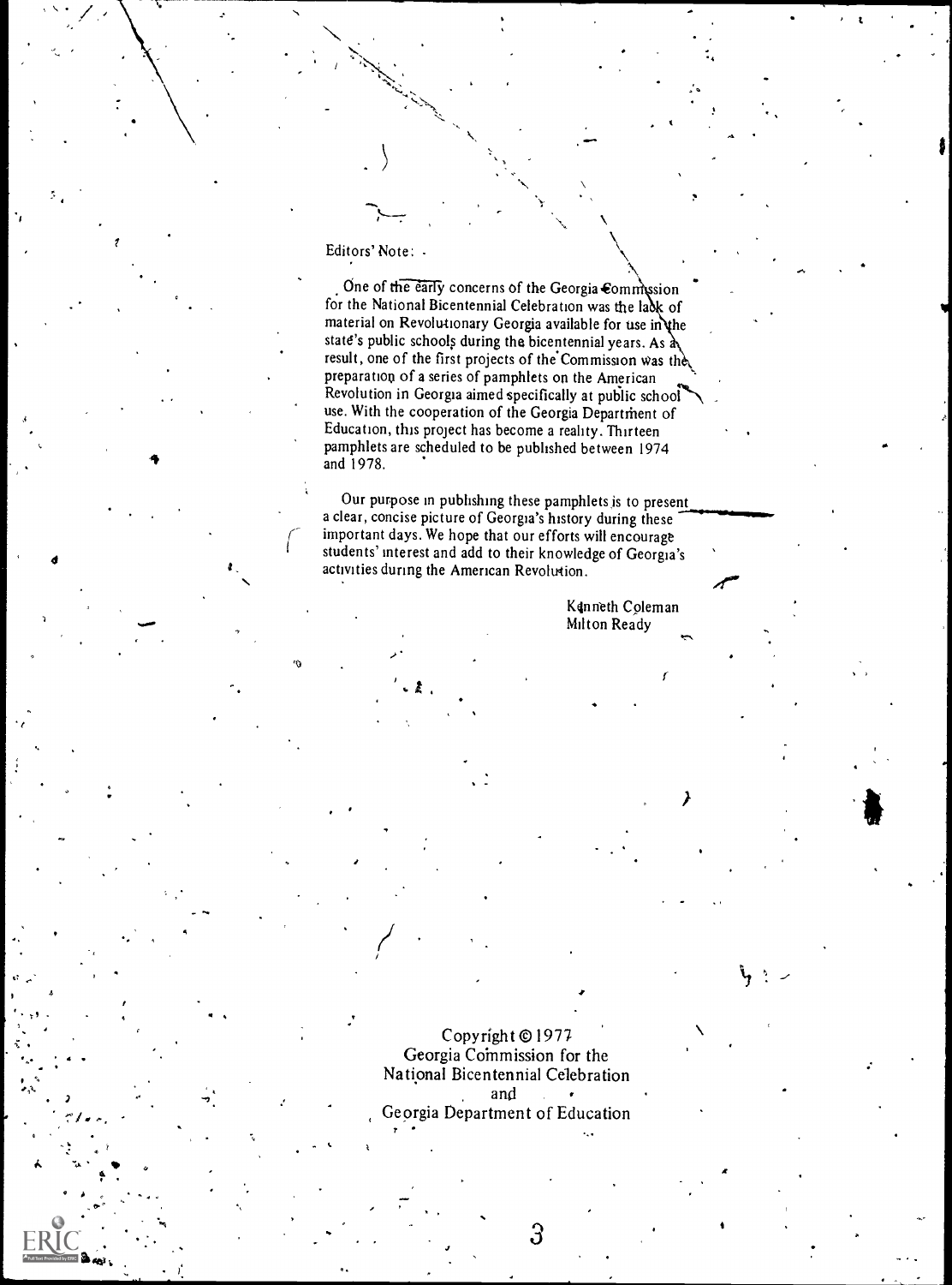Editors' Note:

One of the early concerns of the Georgia Commission for the National Bicentennial Celebration was the lack of material on Revolutionary Georgia available for use in the state's public schools during the bicentennial years. As a result, one of the first projects of the Commission was the preparation of a series of pamphlets on the American Revolution in Georgia aimed specifically at public school use. With the cooperation of the Georgia Department of Education, this project has become a reality. Thirteen pamphlets are scheduled to be published between 1974 and 1978.

Our purpose in publishing these pamphlets is to present a clear, concise picture of Georgia's history during these important days. We hope that our efforts will encourage students' interest and add to their knowledge of Georgia's activities during the American Revolution.

Kenneth Coleman
Milton Ready

Copyright © 1977
Georgia Commission for the
National Bicentennial Celebration
and
Georgia Department of Education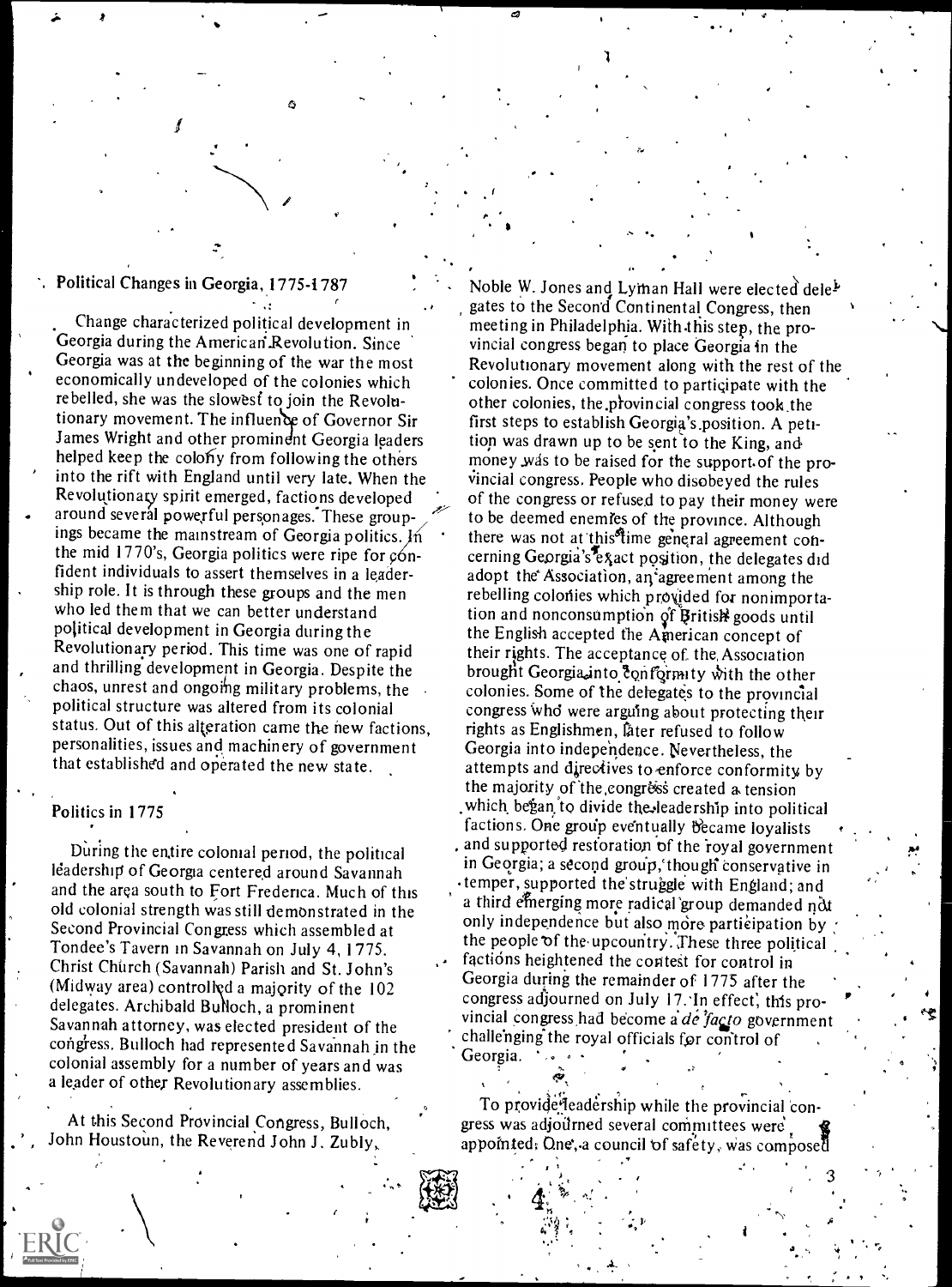## Political Changes in Georgia, 1775-1787

Change characterized political development in Georgia during the American Revolution. Since Georgia was at the beginning of the war the most economically undeveloped of the colonies which rebelled, she was the slowest to join the Revolutionary movement. The influence of Governor Sir James Wright and other prominent Georgia leaders helped keep the colony from following the others into the rift with England until very late. When the Revolutionary spirit emerged, factions developed around several powerful personages. These groupings became the mainstream of Georgia politics. In the mid 1770's, Georgia politics were ripe for confident individuals to assert themselves in a leadership role. It is through these groups and the men who led them that we can better understand political development in Georgia during the Revolutionary period. This time was one of rapid and thrilling development in Georgia. Despite the chaos, unrest and ongoing military problems, the political structure was altered from its colonial status. Out of this alteration came the new factions, personalities, issues and machinery of government that established and operated the new state.

### Politics in 1775

During the entire colonial period, the political leadership of Georgia centered around Savannah and the area south to Fort Frederica. Much of this old colonial strength was still demonstrated in the Second Provincial Congress which assembled at Tondee's Tavern in Savannah on July 4, 1775. Christ Church (Savannah) Parish and St. John's (Midway area) controlled a majority of the 102 delegates. Archibald Bulloch, a prominent Savannah attorney, was elected president of the congress. Bulloch had represented Savannah in the colonial assembly for a number of years and was a leader of other Revolutionary assemblies.

At this Second Provincial Congress, Bulloch, John Houstoun, the Reverend John J. Zubly, Noble W. Jones and Lyman Hall were elected delegates to the Second Continental Congress, then meeting in Philadelphia. With this step, the provincial congress began to place Georgia in the Revolutionary movement along with the rest of the colonies. Once committed to participate with the other colonies, the provincial congress took the first steps to establish Georgia's position. A petition was drawn up to be sent to the King, and money was to be raised for the support of the provincial congress. People who disobeyed the rules of the congress or refused to pay their money were to be deemed enemies of the province. Although there was not at this time general agreement concerning Georgia's exact position, the delegates did adopt the Association, an agreement among the rebelling colonies which provided for nonimportation and nonconsumption of British goods until the English accepted the American concept of their rights. The acceptance of the Association brought Georgia into conformity with the other colonies. Some of the delegates to the provincial congress who were arguing about protecting their rights as Englishmen, later refused to follow Georgia into independence. Nevertheless, the attempts and directives to enforce conformity by the majority of the congress created a tension which began to divide the leadership into political factions. One group eventually became loyalists and supported restoration of the royal government in Georgia; a second group, though conservative in temper, supported the struggle with England; and a third emerging more radical group demanded not only independence but also more participation by the people of the upcountry. These three political factions heightened the contest for control in Georgia during the remainder of 1775 after the congress adjourned on July 17. In effect, this provincial congress had become a *de facto* government challenging the royal officials for control of Georgia.

To provide leadership while the provincial congress was adjourned several committees were appointed. One, a council of safety, was composed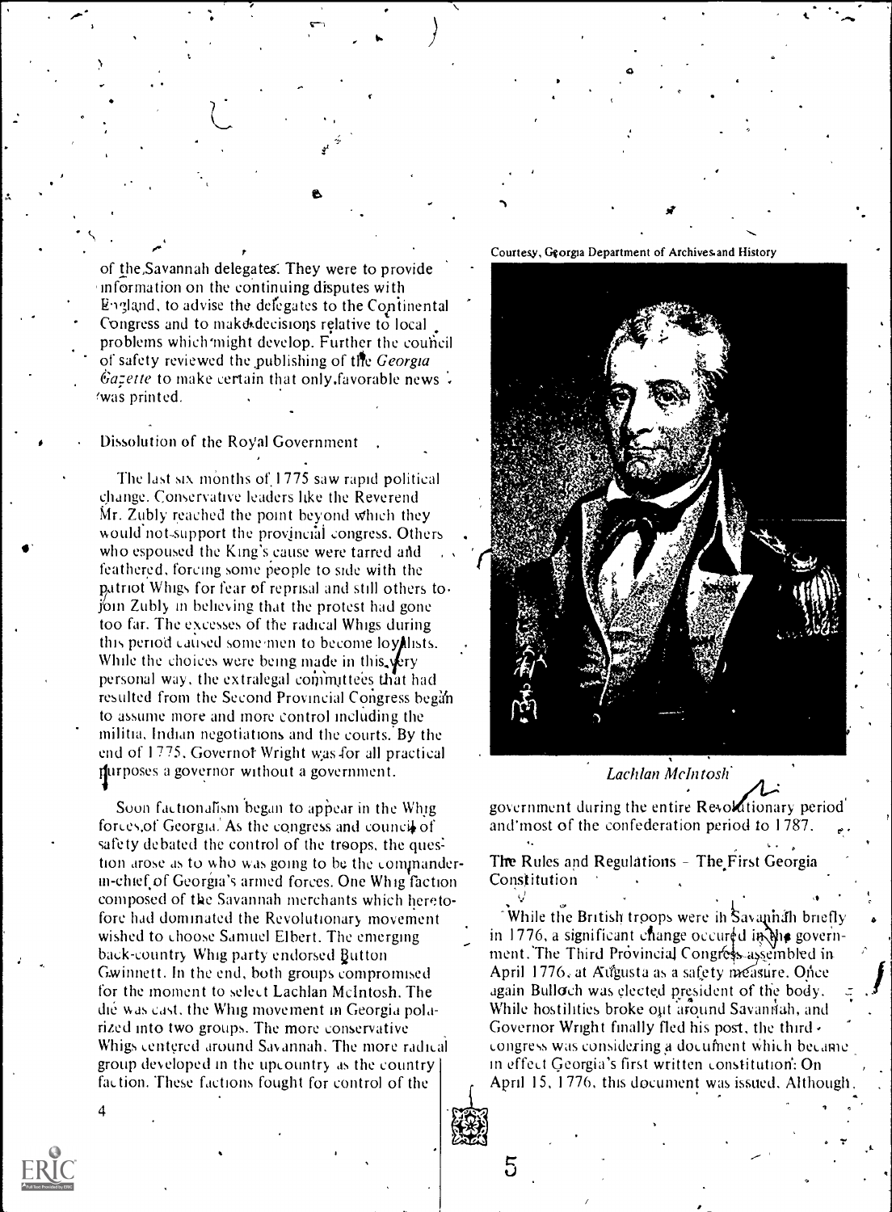of the Savannah delegates. They were to provide information on the continuing disputes with England, to advise the delegates to the Continental Congress and to make decisions relative to local problems which might develop. Further the council of safety reviewed the publishing of the *Georgia Gazette* to make certain that only favorable news was printed.

## Dissolution of the Royal Government

The last six months of 1775 saw rapid political change. Conservative leaders like the Reverend Mr. Zubly reached the point beyond which they would not support the provincial congress. Others who espoused the King's cause were tarred and feathered, forcing some people to side with the patriot Whigs for fear of reprisal and still others to join Zubly in believing that the protest had gone too far. The excesses of the radical Whigs during this period caused some men to become loyalists. While the choices were being made in this very personal way, the extralegal committees that had resulted from the Second Provincial Congress began to assume more and more control including the militia, Indian negotiations and the courts. By the end of 1775, Governor Wright was for all practical purposes a governor without a government.

Soon factionalism began to appear in the Whig forces of Georgia. As the congress and council of safety debated the control of the troops, the question arose as to who was going to be the commander-in-chief of Georgia's armed forces. One Whig faction composed of the Savannah merchants which heretofore had dominated the Revolutionary movement wished to choose Samuel Elbert. The emerging back-country Whig party endorsed Button Gwinnett. In the end, both groups compromised for the moment to select Lachlan McIntosh. The die was cast, the Whig movement in Georgia polarized into two groups. The more conservative Whigs centered around Savannah. The more radical group developed in the upcountry as the country faction. These factions fought for control of the government during the entire Revolutionary period and most of the confederation period to 1787.

Courtesy, Georgia Department of Archives and History

*Lachlan McIntosh*

## The Rules and Regulations – The First Georgia Constitution

While the British troops were in Savannah briefly in 1776, a significant change occured in the government. The Third Provincial Congress assembled in April 1776, at Augusta as a safety measure. Once again Bulloch was elected president of the body. While hostilities broke out around Savannah, and Governor Wright finally fled his post, the third congress was considering a document which became in effect Georgia's first written constitution. On April 15, 1776, this document was issued. Although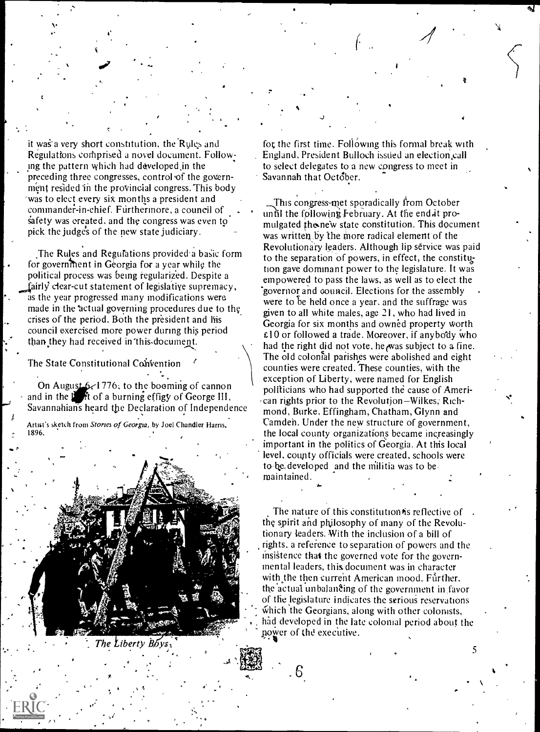it was a very short constitution, the Rules and Regulations comprised a novel document. Following the pattern which had developed in the preceding three congresses, control of the government resided in the provincial congress. This body was to elect every six months a president and commander-in-chief. Furthermore, a council of safety was created, and the congress was even to pick the judges of the new state judiciary.

The Rules and Regulations provided a basic form for government in Georgia for a year while the political process was being regularized. Despite a fairly clear-cut statement of legislative supremacy, as the year progressed many modifications were made in the actual governing procedures due to the crises of the period. Both the president and his council exercised more power during this period than they had received in this document.

## The State Constitutional Convention

On August 6, 1776, to the booming of cannon and in the light of a burning effigy of George III, Savannahians heard the Declaration of Independence for the first time. Following this formal break with England, President Bulloch issued an election call to select delegates to a new congress to meet in Savannah that October.

Artist's sketch from *Stories of Georgia*, by Joel Chandler Harris, 1896.

*The Liberty Boys*

This congress met sporadically from October until the following February. At the end it promulgated the new state constitution. This document was written by the more radical element of the Revolutionary leaders. Although lip service was paid to the separation of powers, in effect, the constitution gave dominant power to the legislature. It was empowered to pass the laws, as well as to elect the governor and council. Elections for the assembly were to be held once a year, and the suffrage was given to all white males, age 21, who had lived in Georgia for six months and owned property worth £10 or followed a trade. Moreover, if anybody who had the right did not vote, he was subject to a fine. The old colonial parishes were abolished and eight counties were created. These counties, with the exception of Liberty, were named for English politicians who had supported the cause of American rights prior to the Revolution—Wilkes, Richmond, Burke, Effingham, Chatham, Glynn and Camden. Under the new structure of government, the local county organizations became increasingly important in the politics of Georgia. At this local level, county officials were created, schools were to be developed and the militia was to be maintained.

The nature of this constitution is reflective of the spirit and philosophy of many of the Revolutionary leaders. With the inclusion of a bill of rights, a reference to separation of powers and the insistence that the governed vote for the governmental leaders, this document was in character with the then current American mood. Further, the actual unbalancing of the government in favor of the legislature indicates the serious reservations which the Georgians, along with other colonists, had developed in the late colonial period about the power of the executive.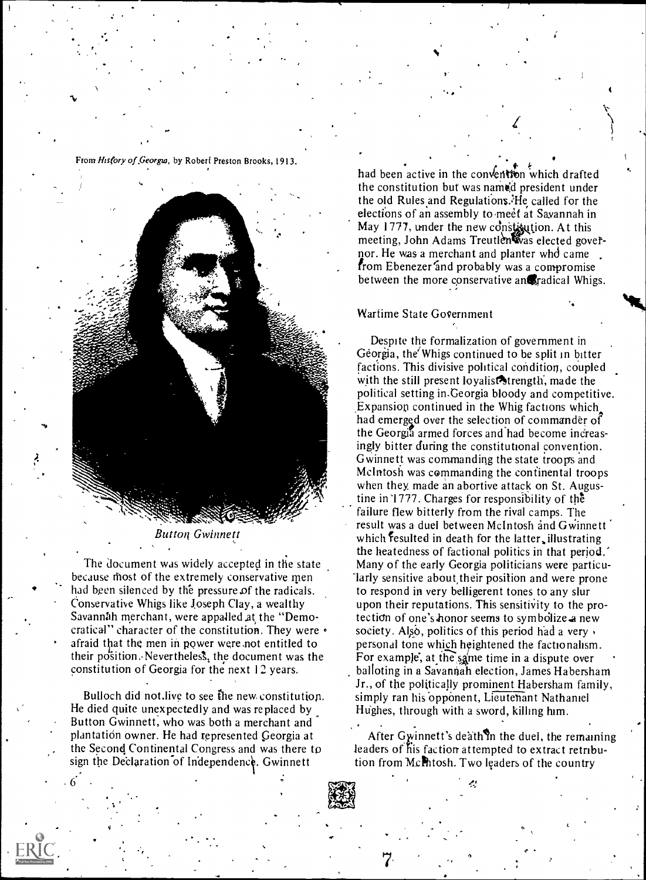From *History of Georgia*, by Robert Preston Brooks, 1913.

*Button Gwinnett*

The document was widely accepted in the state because most of the extremely conservative men had been silenced by the pressure of the radicals. Conservative Whigs like Joseph Clay, a wealthy Savannah merchant, were appalled at the "Democratical" character of the constitution. They were afraid that the men in power were not entitled to their position. Nevertheless, the document was the constitution of Georgia for the next 12 years.

Bulloch did not live to see the new constitution. He died quite unexpectedly and was replaced by Button Gwinnett, who was both a merchant and plantation owner. He had represented Georgia at the Second Continental Congress and was there to sign the Declaration of Independence. Gwinnett had been active in the convention which drafted the constitution but was named president under the old Rules and Regulations. He called for the elections of an assembly to meet at Savannah in May 1777, under the new constitution. At this meeting, John Adams Treutlen was elected governor. He was a merchant and planter who came from Ebenezer and probably was a compromise between the more conservative and radical Whigs.

## Wartime State Government

Despite the formalization of government in Georgia, the Whigs continued to be split in bitter factions. This divisive political condition, coupled with the still present loyalist strength, made the political setting in Georgia bloody and competitive. Expansion continued in the Whig factions which had emerged over the selection of commander of the Georgia armed forces and had become increasingly bitter during the constitutional convention. Gwinnett was commanding the state troops and McIntosh was commanding the continental troops when they made an abortive attack on St. Augustine in 1777. Charges for responsibility of the failure flew bitterly from the rival camps. The result was a duel between McIntosh and Gwinnett which resulted in death for the latter, illustrating the heatedness of factional politics in that period. Many of the early Georgia politicians were particularly sensitive about their position and were prone to respond in very belligerent tones to any slur upon their reputations. This sensitivity to the protection of one's honor seems to symbolize a new society. Also, politics of this period had a very personal tone which heightened the factionalism. For example, at the same time in a dispute over balloting in a Savannah election, James Habersham Jr., of the politically prominent Habersham family, simply ran his opponent, Lieutenant Nathaniel Hughes, through with a sword, killing him.

After Gwinnett's death in the duel, the remaining leaders of his faction attempted to extract retribution from McIntosh. Two leaders of the country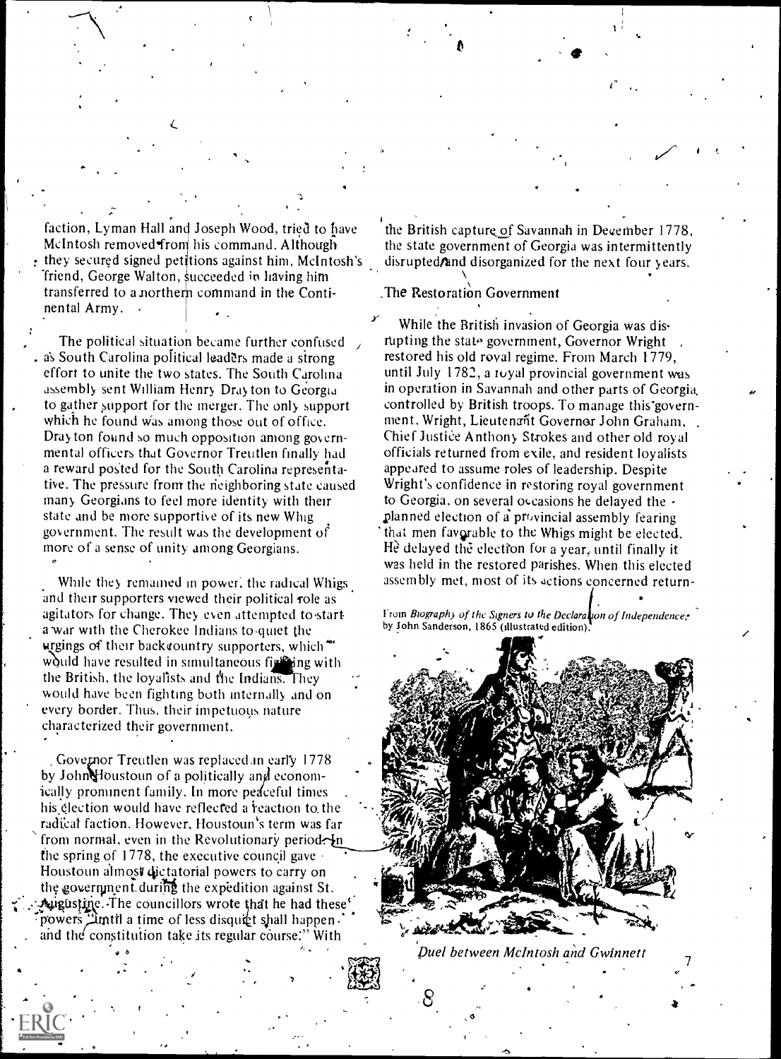faction, Lyman Hall and Joseph Wood, tried to have McIntosh removed from his command. Although they secured signed petitions against him, McIntosh's friend, George Walton, succeeded in having him transferred to a northern command in the Continental Army.

The political situation became further confused as South Carolina political leaders made a strong effort to unite the two states. The South Carolina assembly sent William Henry Drayton to Georgia to gather support for the merger. The only support which he found was among those out of office. Drayton found so much opposition among governmental officers that Governor Treutlen finally had a reward posted for the South Carolina representative. The pressure from the neighboring state caused many Georgians to feel more identity with their state and be more supportive of its new Whig government. The result was the development of more of a sense of unity among Georgians.

While they remained in power, the radical Whigs and their supporters viewed their political role as agitators for change. They even attempted to start a war with the Cherokee Indians to quiet the urgings of their backcountry supporters, which would have resulted in simultaneous fighting with the British, the loyalists and the Indians. They would have been fighting both internally and on every border. Thus, their impetuous nature characterized their government.

Governor Treutlen was replaced in early 1778 by John Houstoun of a politically and economically prominent family. In more peaceful times his election would have reflected a reaction to the radical faction. However, Houstoun's term was far from normal, even in the Revolutionary period. In the spring of 1778, the executive council gave Houstoun almost dictatorial powers to carry on the government during the expedition against St. Augustine. The councillors wrote that he had these powers "until a time of less disquiet shall happen and the constitution take its regular course." With the British capture of Savannah in December 1778, the state government of Georgia was intermittently disrupted and disorganized for the next four years.

## The Restoration Government

While the British invasion of Georgia was disrupting the state government, Governor Wright restored his old royal regime. From March 1779, until July 1782, a royal provincial government was in operation in Savannah and other parts of Georgia, controlled by British troops. To manage this government, Wright, Lieutenant Governor John Graham, Chief Justice Anthony Strokes and other old royal officials returned from exile, and resident loyalists appeared to assume roles of leadership. Despite Wright's confidence in restoring royal government to Georgia, on several occasions he delayed the planned election of a provincial assembly fearing that men favorable to the Whigs might be elected. He delayed the election for a year, until finally it was held in the restored parishes. When this elected assembly met, most of its actions concerned return-

From *Biography of the Signers to the Declaration of Independence*, by John Sanderson, 1865 (illustrated edition).

*Duel between McIntosh and Gwinnett*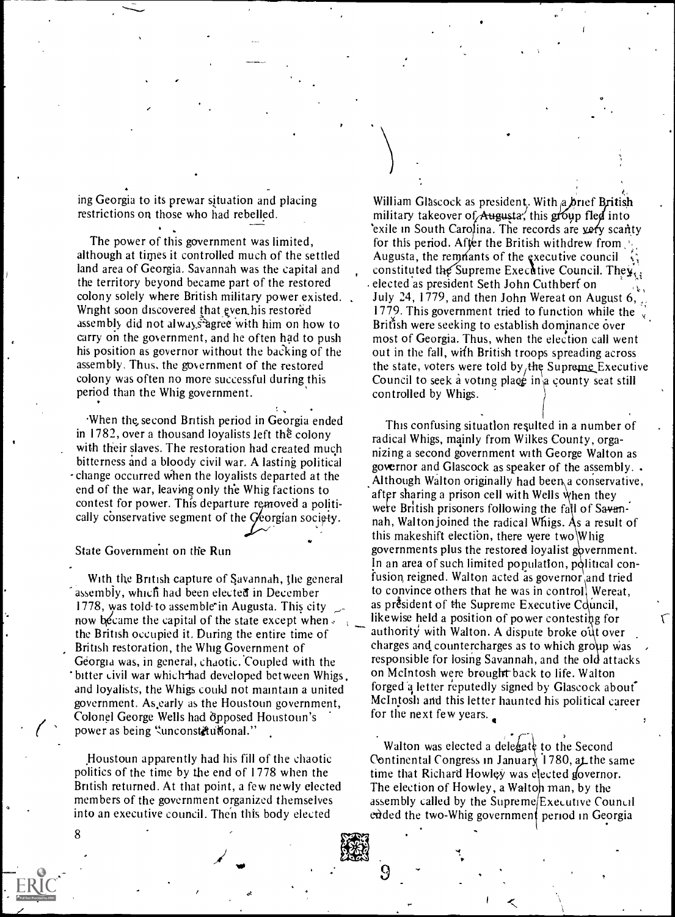ing Georgia to its prewar situation and placing restrictions on those who had rebelled.

The power of this government was limited, although at times it controlled much of the settled land area of Georgia. Savannah was the capital and the territory beyond became part of the restored colony solely where British military power existed. Wright soon discovered that even his restored assembly did not always agree with him on how to carry on the government, and he often had to push his position as governor without the backing of the assembly. Thus, the government of the restored colony was often no more successful during this period than the Whig government.

When the second British period in Georgia ended in 1782, over a thousand loyalists left the colony with their slaves. The restoration had created much bitterness and a bloody civil war. A lasting political change occurred when the loyalists departed at the end of the war, leaving only the Whig factions to contest for power. This departure removed a politically conservative segment of the Georgian society.

## State Government on the Run

With the British capture of Savannah, the general assembly, which had been elected in December 1778, was told to assemble in Augusta. This city now became the capital of the state except when the British occupied it. During the entire time of British restoration, the Whig Government of Georgia was, in general, chaotic. Coupled with the bitter civil war which had developed between Whigs, and loyalists, the Whigs could not maintain a united government. As early as the Houstoun government, Colonel George Wells had opposed Houstoun's power as being "unconstitutional."

Houstoun apparently had his fill of the chaotic politics of the time by the end of 1778 when the British returned. At that point, a few newly elected members of the government organized themselves into an executive council. Then this body elected William Glascock as president. With a brief British military takeover of Augusta, this group fled into exile in South Carolina. The records are very scanty for this period. After the British withdrew from Augusta, the remnants of the executive council constituted the Supreme Executive Council. They elected as president Seth John Cuthbert on July 24, 1779, and then John Wereat on August 6, 1779. This government tried to function while the British were seeking to establish dominance over most of Georgia. Thus, when the election call went out in the fall, with British troops spreading across the state, voters were told by the Supreme Executive Council to seek a voting place in a county seat still controlled by Whigs.

This confusing situation resulted in a number of radical Whigs, mainly from Wilkes County, organizing a second government with George Walton as governor and Glascock as speaker of the assembly. Although Walton originally had been a conservative, after sharing a prison cell with Wells when they were British prisoners following the fall of Savannah, Walton joined the radical Whigs. As a result of this makeshift election, there were two Whig governments plus the restored loyalist government. In an area of such limited population, political confusion reigned. Walton acted as governor and tried to convince others that he was in control. Wereat, as president of the Supreme Executive Council, likewise held a position of power contesting for authority with Walton. A dispute broke out over charges and countercharges as to which group was responsible for losing Savannah, and the old attacks on McIntosh were brought back to life. Walton forged a letter reputedly signed by Glascock about McIntosh and this letter haunted his political career for the next few years.

Walton was elected a delegate to the Second Continental Congress in January 1780, at the same time that Richard Howley was elected governor. The election of Howley, a Walton man, by the assembly called by the Supreme Executive Council ended the two-Whig government period in Georgia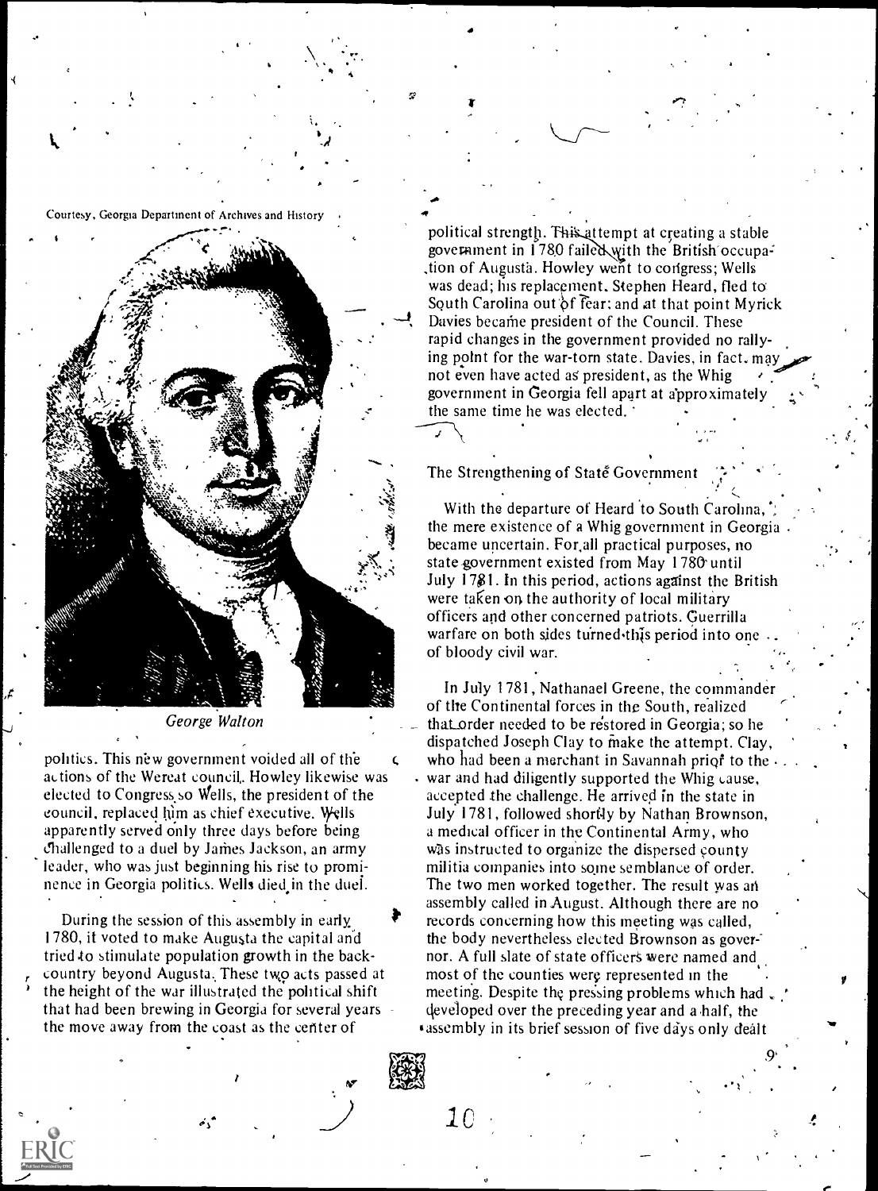Courtesy, Georgia Department of Archives and History

*George Walton*

politics. This new government voided all of the actions of the Wereat council. Howley likewise was elected to Congress, so Wells, the president of the council, replaced him as chief executive. Wells apparently served only three days before being challenged to a duel by James Jackson, an army leader, who was just beginning his rise to prominence in Georgia politics. Wells died in the duel.

During the session of this assembly in early 1780, it voted to make Augusta the capital and tried to stimulate population growth in the back-country beyond Augusta. These two acts passed at the height of the war illustrated the political shift that had been brewing in Georgia for several years - the move away from the coast as the center of political strength. This attempt at creating a stable government in 1780 failed with the British occupation of Augusta. Howley went to congress; Wells was dead; his replacement, Stephen Heard, fled to South Carolina out of fear; and at that point Myrick Davies became president of the Council. These rapid changes in the government provided no rallying point for the war-torn state. Davies, in fact, may not even have acted as president, as the Whig government in Georgia fell apart at approximately the same time he was elected.

### The Strengthening of State Government

With the departure of Heard to South Carolina, the mere existence of a Whig government in Georgia became uncertain. For all practical purposes, no state government existed from May 1780 until July 1781. In this period, actions against the British were taken on the authority of local military officers and other concerned patriots. Guerrilla warfare on both sides turned this period into one of bloody civil war.

In July 1781, Nathanael Greene, the commander of the Continental forces in the South, realized that order needed to be restored in Georgia; so he dispatched Joseph Clay to make the attempt. Clay, who had been a merchant in Savannah prior to the war and had diligently supported the Whig cause, accepted the challenge. He arrived in the state in July 1781, followed shortly by Nathan Brownson, a medical officer in the Continental Army, who was instructed to organize the dispersed county militia companies into some semblance of order. The two men worked together. The result was an assembly called in August. Although there are no records concerning how this meeting was called, the body nevertheless elected Brownson as governor. A full slate of state officers were named and most of the counties were represented in the meeting. Despite the pressing problems which had developed over the preceding year and a half, the assembly in its brief session of five days only dealt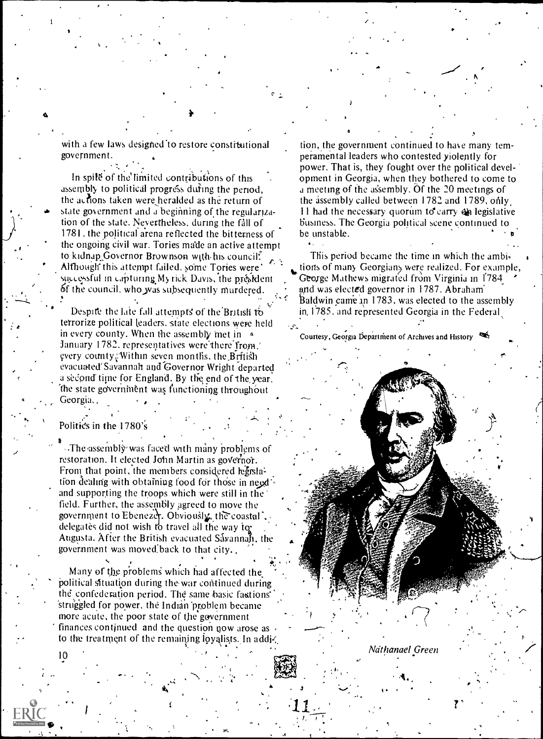with a few laws designed to restore constitutional government.

In spite of the limited contributions of this assembly to political progress during the period, the actions taken were heralded as the return of state government and a beginning of the regularization of the state. Nevertheless, during the fall of 1781, the political arena reflected the bitterness of the ongoing civil war. Tories made an active attempt to kidnap Governor Brownson with his council. Although this attempt failed, some Tories were successful in capturing Myrick Davis, the president of the council, who was subsequently murdered.

Despite the late fall attempts of the British to terrorize political leaders, state elections were held in every county. When the assembly met in January 1782, representatives were there from every county. Within seven months, the British evacuated Savannah and Governor Wright departed a second time for England. By the end of the year, the state government was functioning throughout Georgia.

## Politics in the 1780's

The assembly was faced with many problems of restoration. It elected John Martin as governor. From that point, the members considered legislation dealing with obtaining food for those in need and supporting the troops which were still in the field. Further, the assembly agreed to move the government to Ebenezer. Obviously, the coastal delegates did not wish to travel all the way to Augusta. After the British evacuated Savannah, the government was moved back to that city.

Many of the problems which had affected the political situation during the war continued during the confederation period. The same basic factions struggled for power, the Indian problem became more acute, the poor state of the government finances continued and the question now arose as to the treatment of the remaining loyalists. In addition, the government continued to have many temperamental leaders who contested violently for power. That is, they fought over the political development in Georgia, when they bothered to come to a meeting of the assembly. Of the 20 meetings of the assembly called between 1782 and 1789, only 11 had the necessary quorum to carry on legislative business. The Georgia political scene continued to be unstable.

This period became the time in which the ambitions of many Georgians were realized. For example, George Mathews migrated from Virginia in 1784 and was elected governor in 1787. Abraham Baldwin came in 1783, was elected to the assembly in 1785, and represented Georgia in the Federal

Courtesy, Georgia Department of Archives and History

*Nathanael Green*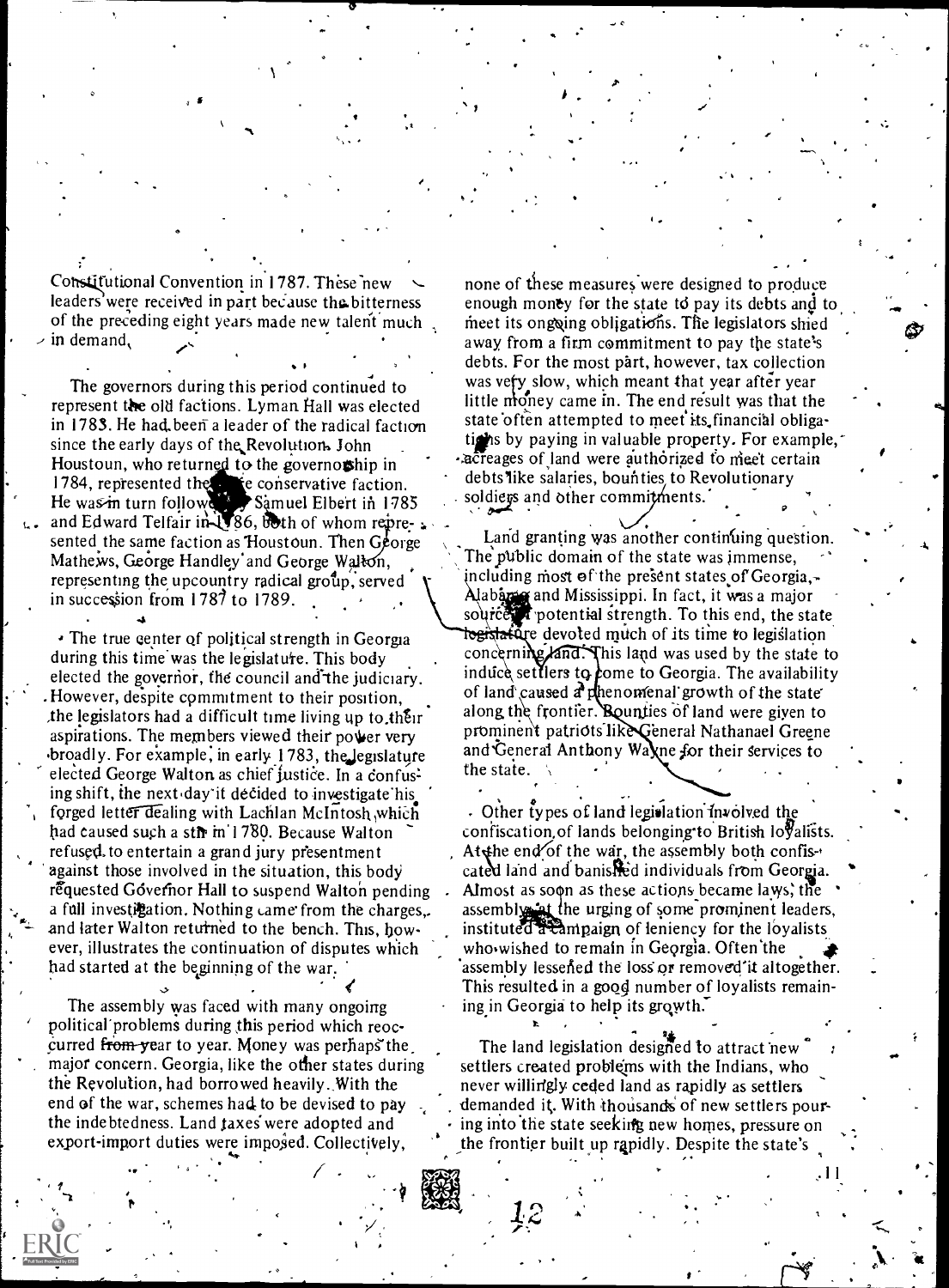Constitutional Convention in 1787. These new leaders were received in part because the bitterness of the preceding eight years made new talent much in demand.

The governors during this period continued to represent the old factions. Lyman Hall was elected in 1783. He had been a leader of the radical faction since the early days of the Revolution. John Houstoun, who returned to the governorship in 1784, represented the conservative faction. He was in turn followed by Samuel Elbert in 1785 and Edward Telfair in 1786, both of whom represented the same faction as Houstoun. Then George Mathews, George Handley and George Walton, representing the upcountry radical group, served in succession from 1787 to 1789.

The true center of political strength in Georgia during this time was the legislature. This body elected the governor, the council and the judiciary. However, despite commitment to their position, the legislators had a difficult time living up to their aspirations. The members viewed their power very broadly. For example, in early 1783, the legislature elected George Walton as chief justice. In a confusing shift, the next day it decided to investigate his forged letter dealing with Lachlan McIntosh which had caused such a stir in 1780. Because Walton refused to entertain a grand jury presentment against those involved in the situation, this body requested Governor Hall to suspend Walton pending a full investigation. Nothing came from the charges, and later Walton returned to the bench. This, however, illustrates the continuation of disputes which had started at the beginning of the war.

The assembly was faced with many ongoing political problems during this period which reoccurred from year to year. Money was perhaps the major concern. Georgia, like the other states during the Revolution, had borrowed heavily. With the end of the war, schemes had to be devised to pay the indebtedness. Land taxes were adopted and export-import duties were imposed. Collectively, none of these measures were designed to produce enough money for the state to pay its debts and to meet its ongoing obligations. The legislators shied away from a firm commitment to pay the state's debts. For the most part, however, tax collection was very slow, which meant that year after year little money came in. The end result was that the state often attempted to meet its financial obligations by paying in valuable property. For example, acreages of land were authorized to meet certain debts like salaries, bounties to Revolutionary soldiers and other commitments.

Land granting was another continuing question. The public domain of the state was immense, including most of the present states of Georgia, Alabama and Mississippi. In fact, it was a major source of potential strength. To this end, the state legislature devoted much of its time to legislation concerning land. This land was used by the state to induce settlers to come to Georgia. The availability of land caused a phenomenal growth of the state along the frontier. Bounties of land were given to prominent patriots like General Nathanael Greene and General Anthony Wayne for their services to the state.

Other types of land legislation involved the confiscation of lands belonging to British loyalists. At the end of the war, the assembly both confiscated land and banished individuals from Georgia. Almost as soon as these actions became laws, the assembly, at the urging of some prominent leaders, instituted a campaign of leniency for the loyalists who wished to remain in Georgia. Often the assembly lessened the loss or removed it altogether. This resulted in a good number of loyalists remaining in Georgia to help its growth.

The land legislation designed to attract new settlers created problems with the Indians, who never willingly ceded land as rapidly as settlers demanded it. With thousands of new settlers pouring into the state seeking new homes, pressure on the frontier built up rapidly. Despite the state's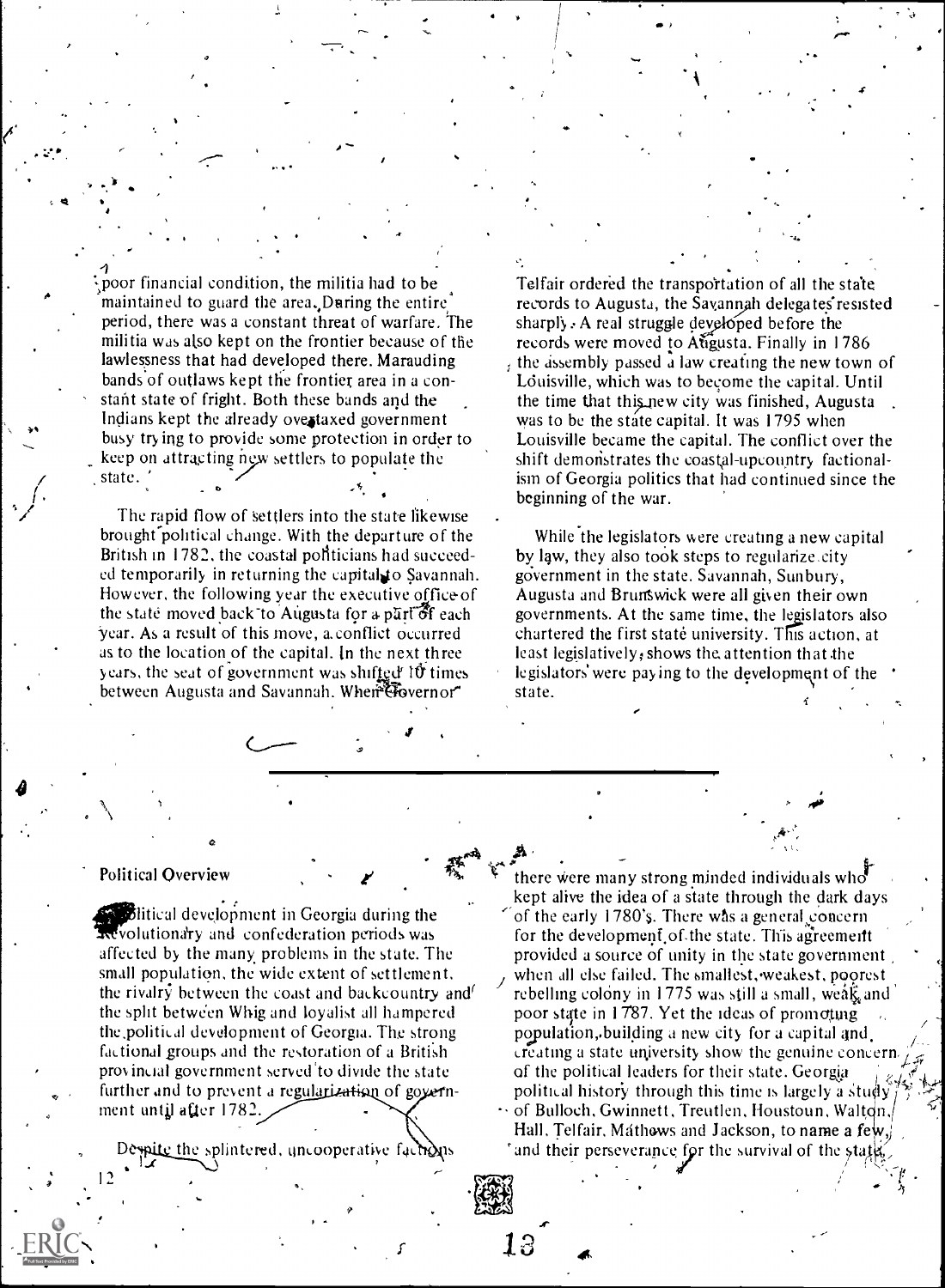poor financial condition, the militia had to be maintained to guard the area. During the entire period, there was a constant threat of warfare. The militia was also kept on the frontier because of the lawlessness that had developed there. Marauding bands of outlaws kept the frontier area in a constant state of fright. Both these bands and the Indians kept the already overtaxed government busy trying to provide some protection in order to keep on attracting new settlers to populate the state.

The rapid flow of settlers into the state likewise brought political change. With the departure of the British in 1782, the coastal politicians had succeeded temporarily in returning the capital to Savannah. However, the following year the executive office of the state moved back to Augusta for a part of each year. As a result of this move, a conflict occurred as to the location of the capital. In the next three years, the seat of government was shifted 10 times between Augusta and Savannah. When Governor Telfair ordered the transportation of all the state records to Augusta, the Savannah delegates resisted sharply. A real struggle developed before the records were moved to Augusta. Finally in 1786 the assembly passed a law creating the new town of Louisville, which was to become the capital. Until the time that this new city was finished, Augusta was to be the state capital. It was 1795 when Louisville became the capital. The conflict over the shift demonstrates the coastal-upcountry factionalism of Georgia politics that had continued since the beginning of the war.

While the legislators were creating a new capital by law, they also took steps to regularize city government in the state. Savannah, Sunbury, Augusta and Brunswick were all given their own governments. At the same time, the legislators also chartered the first state university. This action, at least legislatively, shows the attention that the legislators were paying to the development of the state.

## Political Overview

Political development in Georgia during the Revolutionary and confederation periods was affected by the many problems in the state. The small population, the wide extent of settlement, the rivalry between the coast and backcountry and the split between Whig and loyalist all hampered the political development of Georgia. The strong factional groups and the restoration of a British provincial government served to divide the state further and to prevent a regularization of government until after 1782.

Despite the splintered, uncooperative factions there were many strong minded individuals who kept alive the idea of a state through the dark days of the early 1780's. There was a general concern for the development of the state. This agreement provided a source of unity in the state government when all else failed. The smallest, weakest, poorest rebelling colony in 1775 was still a small, weak, and poor state in 1787. Yet the ideas of promoting population, building a new city for a capital and creating a state university show the genuine concern of the political leaders for their state. Georgia political history through this time is largely a study of Bulloch, Gwinnett, Treutlen, Houstoun, Walton, Hall, Telfair, Mathews and Jackson, to name a few, and their perseverance for the survival of the state.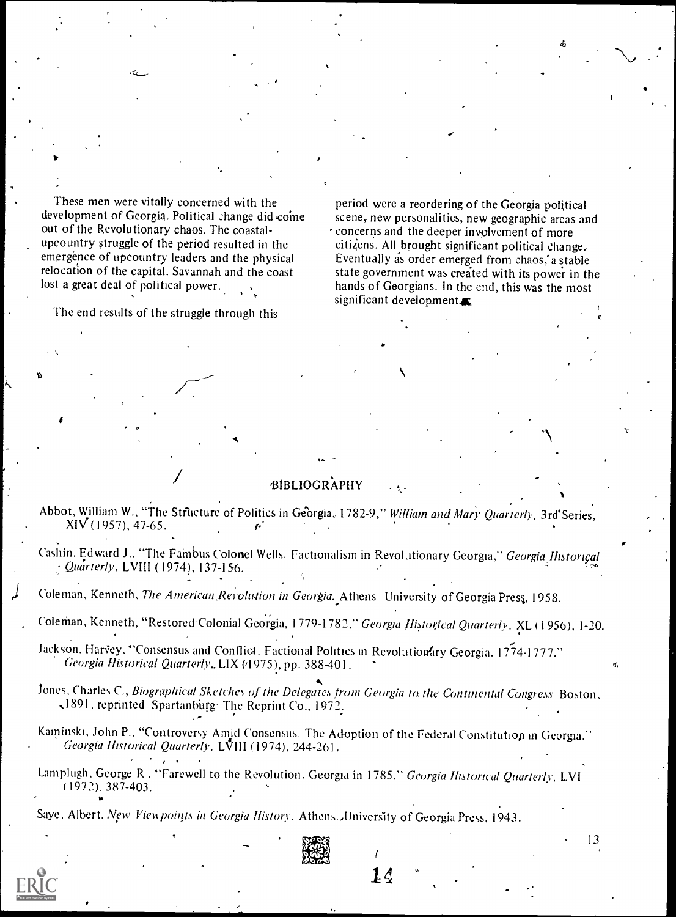These men were vitally concerned with the development of Georgia. Political change did come out of the Revolutionary chaos. The coastal-upcountry struggle of the period resulted in the emergence of upcountry leaders and the physical relocation of the capital. Savannah and the coast lost a great deal of political power.

The end results of the struggle through this period were a reordering of the Georgia political scene, new personalities, new geographic areas and concerns and the deeper involvement of more citizens. All brought significant political change. Eventually as order emerged from chaos, a stable state government was created with its power in the hands of Georgians. In the end, this was the most significant development.

## BIBLIOGRAPHY

Abbot, William W., "The Structure of Politics in Georgia, 1782-9," *William and Mary Quarterly*, 3rd Series, XIV (1957), 47-65.

Cashin, Edward J., "The Famous Colonel Wells. Factionalism in Revolutionary Georgia," *Georgia Historical Quarterly*, LVIII (1974), 137-156.

Coleman, Kenneth, *The American Revolution in Georgia*. Athens University of Georgia Press, 1958.

Coleman, Kenneth, "Restored Colonial Georgia, 1779-1782," *Georgia Historical Quarterly*, XL (1956), 1-20.

Jackson, Harvey, "Consensus and Conflict. Factional Politics in Revolutionary Georgia. 1774-1777." *Georgia Historical Quarterly*, LIX (1975), pp. 388-401.

Jones, Charles C., *Biographical Sketches of the Delegates from Georgia to the Continental Congress* Boston, 1891, reprinted Spartanburg The Reprint Co., 1972.

Kaminski, John P., "Controversy Amid Consensus. The Adoption of the Federal Constitution in Georgia," *Georgia Historical Quarterly*, LVIII (1974), 244-261.

Lamplugh, George R., "Farewell to the Revolution. Georgia in 1785," *Georgia Historical Quarterly*, LVI (1972), 387-403.

Saye, Albert, *New Viewpoints in Georgia History*. Athens, University of Georgia Press, 1943.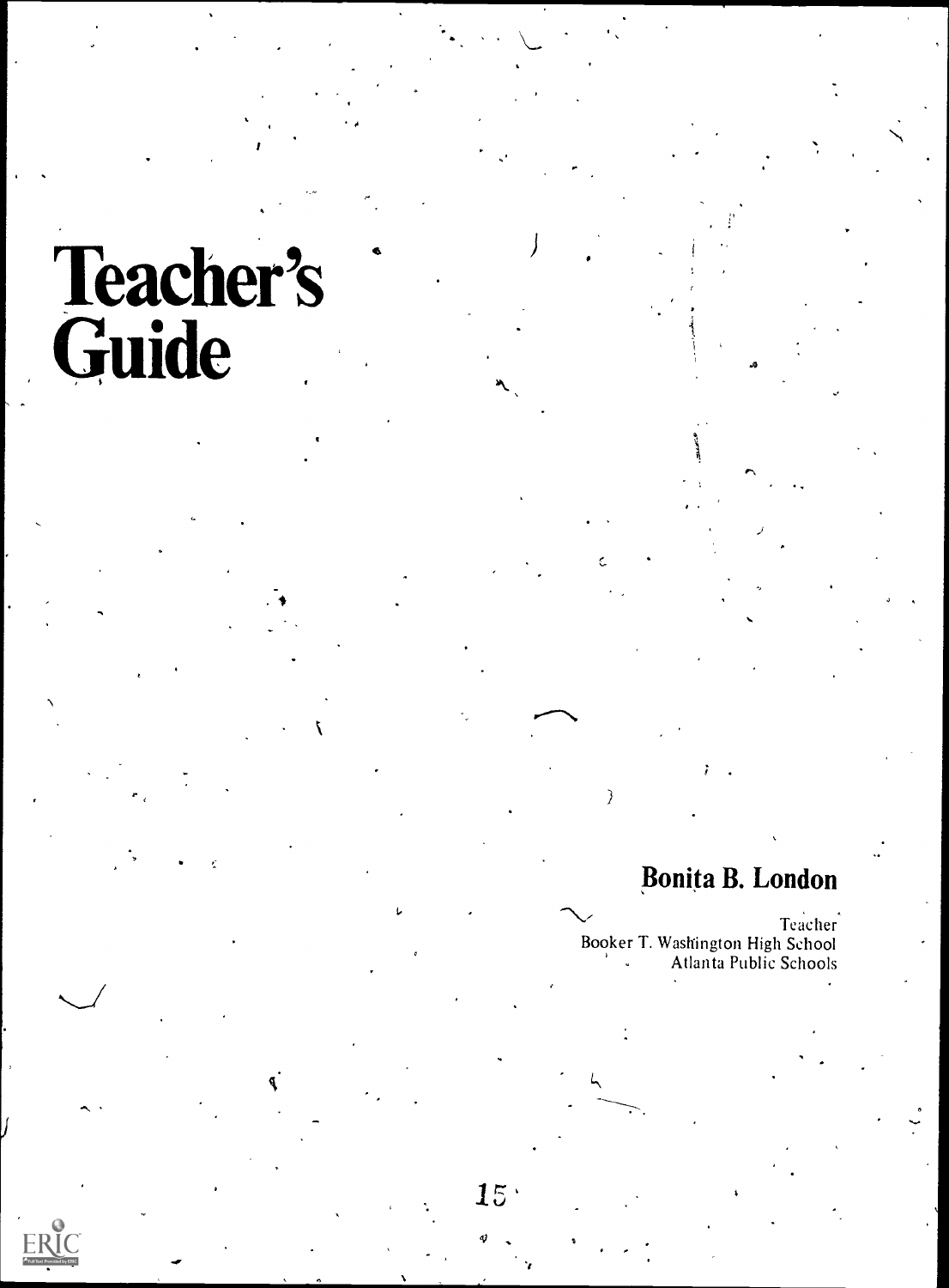# Teacher's Guide

**Bonita B. London**

Teacher
Booker T. Washington High School
Atlanta Public Schools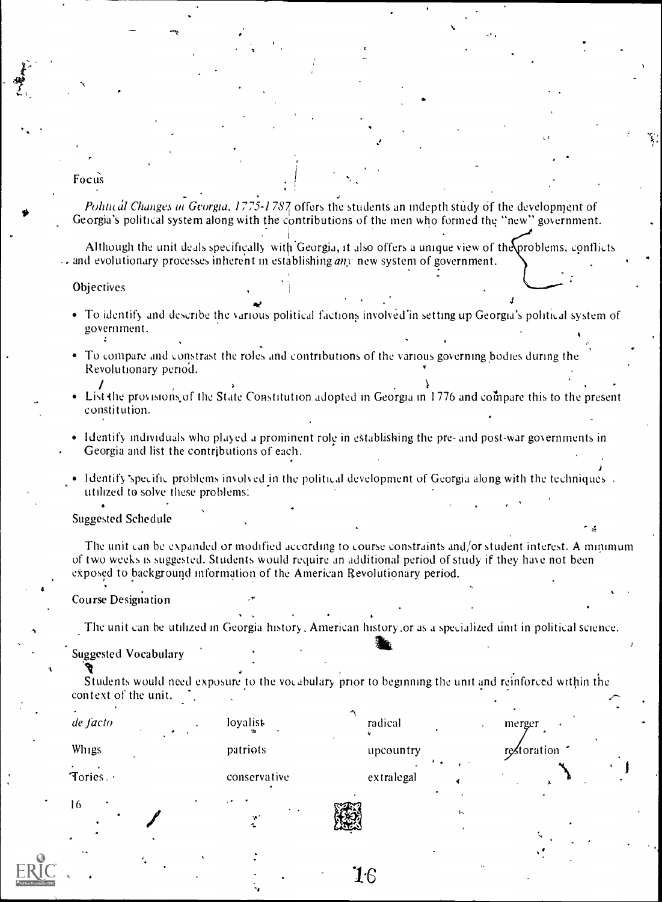## Focus

*Political Changes in Georgia, 1775-1787* offers the students an indepth study of the development of Georgia's political system along with the contributions of the men who formed the "new" government.

Although the unit deals specifically with Georgia, it also offers a unique view of the problems, conflicts and evolutionary processes inherent in establishing *any* new system of government.

## Objectives

- To identify and describe the various political factions involved in setting up Georgia's political system of government.
- To compare and constrast the roles and contributions of the various governing bodies during the Revolutionary period.
- List the provisions of the State Constitution adopted in Georgia in 1776 and compare this to the present constitution.
- Identify individuals who played a prominent role in establishing the pre- and post-war governments in Georgia and list the contributions of each.
- Identify specific problems involved in the political development of Georgia along with the techniques utilized to solve these problems.

## Suggested Schedule

The unit can be expanded or modified according to course constraints and/or student interest. A minimum of two weeks is suggested. Students would require an additional period of study if they have not been exposed to background information of the American Revolutionary period.

## Course Designation

The unit can be utilized in Georgia history, American history, or as a specialized unit in political science.

## Suggested Vocabulary

Students would need exposure to the vocabulary prior to beginning the unit and reinforced within the context of the unit.

| | | | |
|---|---|---|---|
| *de facto* | loyalist | radical | merger |
| Whigs | patriots | upcountry | restoration |
| Tories | conservative | extralegal | |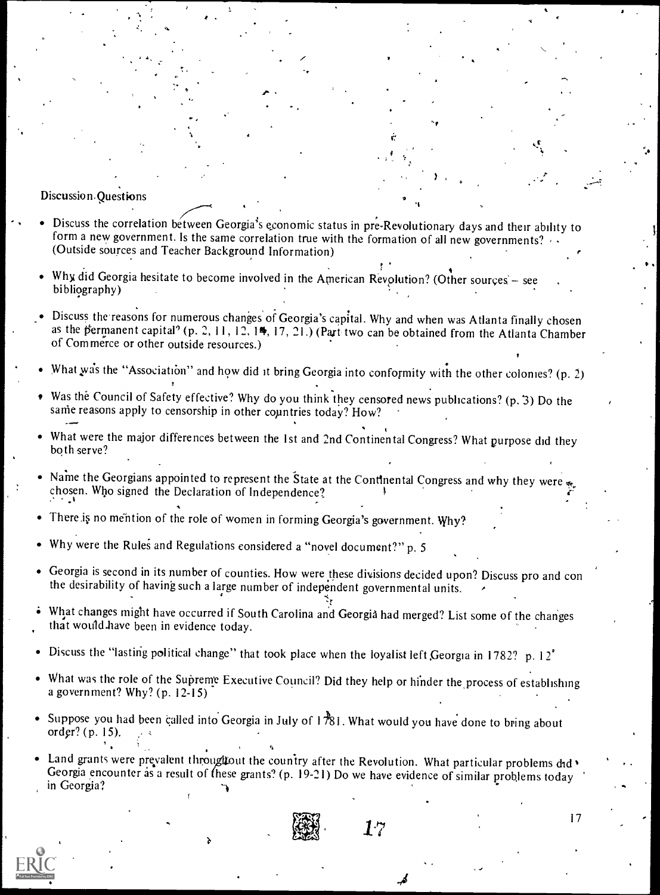Discussion Questions

- Discuss the correlation between Georgia's economic status in pre-Revolutionary days and their ability to form a new government. Is the same correlation true with the formation of all new governments? (Outside sources and Teacher Background Information)
- Why did Georgia hesitate to become involved in the American Revolution? (Other sources – see bibliography)
- Discuss the reasons for numerous changes of Georgia's capital. Why and when was Atlanta finally chosen as the permanent capital? (p. 2, 11, 12, 14, 17, 21.) (Part two can be obtained from the Atlanta Chamber of Commerce or other outside resources.)
- What was the "Association" and how did it bring Georgia into conformity with the other colonies? (p. 2)
- Was the Council of Safety effective? Why do you think they censored news publications? (p. 3) Do the same reasons apply to censorship in other countries today? How?
- What were the major differences between the 1st and 2nd Continental Congress? What purpose did they both serve?
- Name the Georgians appointed to represent the State at the Continental Congress and why they were chosen. Who signed the Declaration of Independence?
- There is no mention of the role of women in forming Georgia's government. Why?
- Why were the Rules and Regulations considered a "novel document?" p. 5
- Georgia is second in its number of counties. How were these divisions decided upon? Discuss pro and con the desirability of having such a large number of independent governmental units.
- What changes might have occurred if South Carolina and Georgia had merged? List some of the changes that would have been in evidence today.
- Discuss the "lasting political change" that took place when the loyalist left Georgia in 1782? p. 12
- What was the role of the Supreme Executive Council? Did they help or hinder the process of establishing a government? Why? (p. 12-15)
- Suppose you had been called into Georgia in July of 1781. What would you have done to bring about order? (p. 15).
- Land grants were prevalent throughout the country after the Revolution. What particular problems did Georgia encounter as a result of these grants? (p. 19-21) Do we have evidence of similar problems today in Georgia?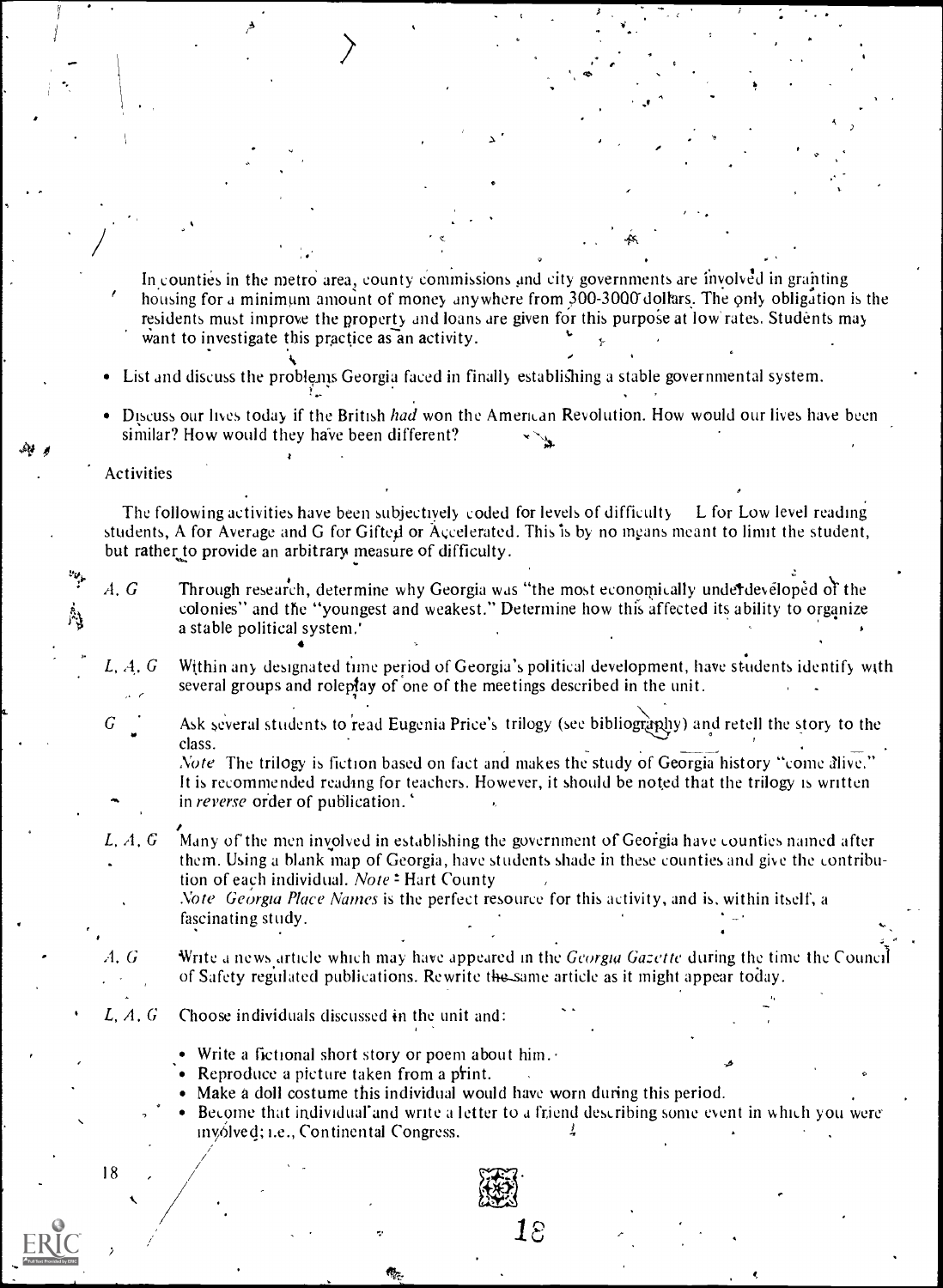In counties in the metro area, county commissions and city governments are involved in granting housing for a minimum amount of money anywhere from 300-3000 dollars. The only obligation is the residents must improve the property and loans are given for this purpose at low rates. Students may want to investigate this practice as an activity.

- List and discuss the problems Georgia faced in finally establishing a stable governmental system.
- Discuss our lives today if the British *had* won the American Revolution. How would our lives have been similar? How would they have been different?

Activities

The following activities have been subjectively coded for levels of difficulty L for Low level reading students, A for Average and G for Gifted or Accelerated. This is by no means meant to limit the student, but rather to provide an arbitrary measure of difficulty.

A, G — Through research, determine why Georgia was "the most economically underdeveloped of the colonies" and the "youngest and weakest." Determine how this affected its ability to organize a stable political system.

L, A, G — Within any designated time period of Georgia's political development, have students identify with several groups and roleplay of one of the meetings described in the unit.

G — Ask several students to read Eugenia Price's trilogy (see bibliography) and retell the story to the class.
*Note* The trilogy is fiction based on fact and makes the study of Georgia history "come alive." It is recommended reading for teachers. However, it should be noted that the trilogy is written in *reverse* order of publication.

L, A, G — Many of the men involved in establishing the government of Georgia have counties named after them. Using a blank map of Georgia, have students shade in these counties and give the contribution of each individual. *Note*: Hart County
*Note* *Georgia Place Names* is the perfect resource for this activity, and is, within itself, a fascinating study.

A, G — Write a news article which may have appeared in the *Georgia Gazette* during the time the Council of Safety regulated publications. Rewrite the same article as it might appear today.

L, A, G — Choose individuals discussed in the unit and:

- Write a fictional short story or poem about him.
- Reproduce a picture taken from a print.
- Make a doll costume this individual would have worn during this period.
- Become that individual and write a letter to a friend describing some event in which you were involved; i.e., Continental Congress.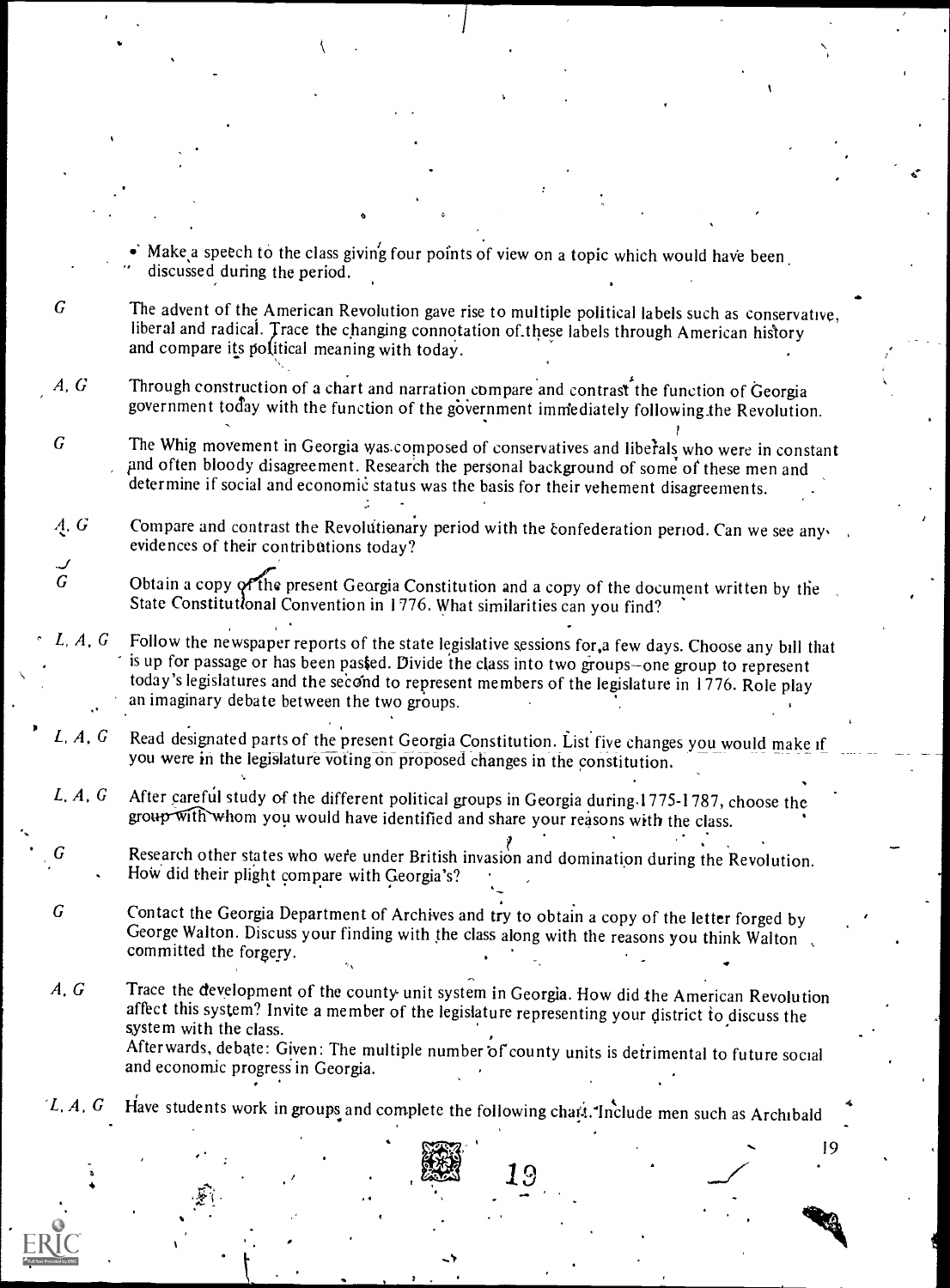- Make a speech to the class giving four points of view on a topic which would have been discussed during the period.

G — The advent of the American Revolution gave rise to multiple political labels such as conservative, liberal and radical. Trace the changing connotation of these labels through American history and compare its political meaning with today.

A, G — Through construction of a chart and narration compare and contrast the function of Georgia government today with the function of the government immediately following the Revolution.

G — The Whig movement in Georgia was composed of conservatives and liberals who were in constant and often bloody disagreement. Research the personal background of some of these men and determine if social and economic status was the basis for their vehement disagreements.

A, G — Compare and contrast the Revolutionary period with the confederation period. Can we see any evidences of their contributions today?

G — Obtain a copy of the present Georgia Constitution and a copy of the document written by the State Constitutional Convention in 1776. What similarities can you find?

L, A, G — Follow the newspaper reports of the state legislative sessions for a few days. Choose any bill that is up for passage or has been passed. Divide the class into two groups–one group to represent today's legislatures and the second to represent members of the legislature in 1776. Role play an imaginary debate between the two groups.

L, A, G — Read designated parts of the present Georgia Constitution. List five changes you would make if you were in the legislature voting on proposed changes in the constitution.

L, A, G — After careful study of the different political groups in Georgia during 1775-1787, choose the group with whom you would have identified and share your reasons with the class.

G — Research other states who were under British invasion and domination during the Revolution. How did their plight compare with Georgia's?

G — Contact the Georgia Department of Archives and try to obtain a copy of the letter forged by George Walton. Discuss your finding with the class along with the reasons you think Walton committed the forgery.

A, G — Trace the development of the county unit system in Georgia. How did the American Revolution affect this system? Invite a member of the legislature representing your district to discuss the system with the class.
Afterwards, debate: Given: The multiple number of county units is detrimental to future social and economic progress in Georgia.

L, A, G — Have students work in groups and complete the following chart. Include men such as Archibald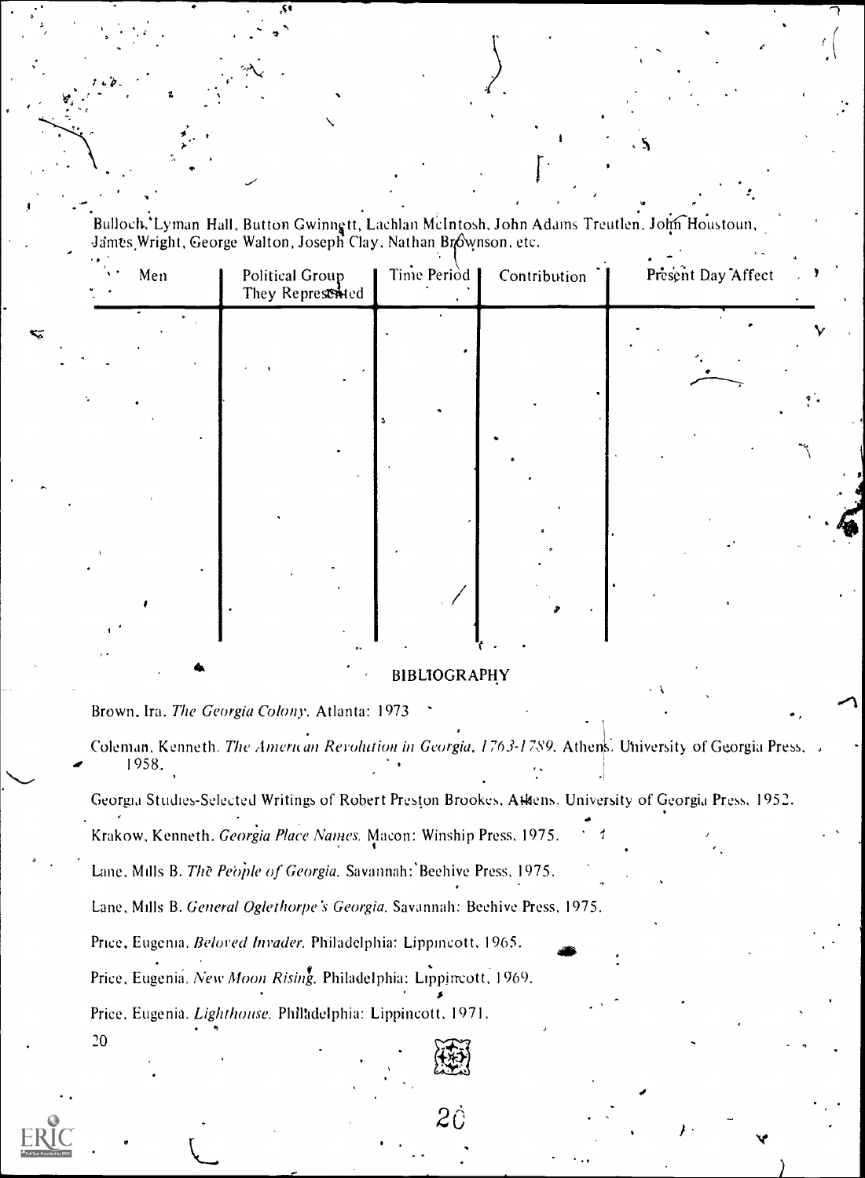Bulloch, Lyman Hall, Button Gwinnett, Lachlan McIntosh, John Adams Treutlen, John Houstoun, James Wright, George Walton, Joseph Clay, Nathan Brownson, etc.

| Men | Political Group They Represented | Time Period | Contribution | Present Day Affect |
|---|---|---|---|---|
| | | | | |

## BIBLIOGRAPHY

Brown, Ira. *The Georgia Colony.* Atlanta: 1973

Coleman, Kenneth. *The American Revolution in Georgia, 1763-1789.* Athens: University of Georgia Press, 1958.

Georgia Studies-Selected Writings of Robert Preston Brookes. Athens. University of Georgia Press, 1952.

Krakow, Kenneth. *Georgia Place Names.* Macon: Winship Press, 1975.

Lane, Mills B. *The People of Georgia.* Savannah: Beehive Press, 1975.

Lane, Mills B. *General Oglethorpe's Georgia.* Savannah: Beehive Press, 1975.

Price, Eugenia. *Beloved Invader.* Philadelphia: Lippincott, 1965.

Price, Eugenia. *New Moon Rising.* Philadelphia: Lippincott, 1969.

Price, Eugenia. *Lighthouse.* Philadelphia: Lippincott, 1971.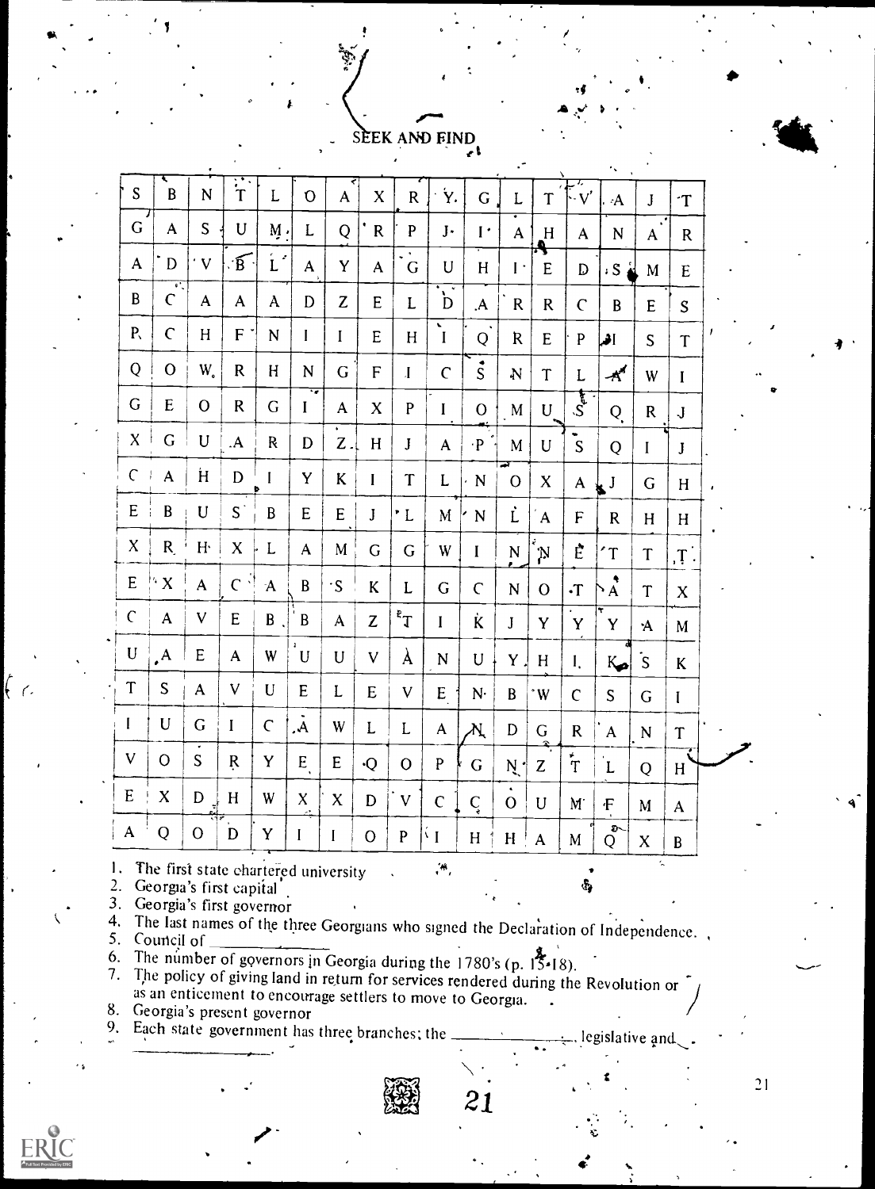# SEEK AND FIND

| | | | | | | | | | | | | | | | | |
|---|---|---|---|---|---|---|---|---|---|---|---|---|---|---|---|---|
| S | B | N | T | L | O | A | X | R | Y | G | L | T | V | A | J | T |
| G | A | S | U | M | L | Q | R | P | J | I | A | H | A | N | A | R |
| A | D | V | B | L | A | Y | A | G | U | H | I | E | D | S | M | E |
| B | C | A | A | A | D | Z | E | L | D | A | R | R | C | B | E | S |
| P | C | H | F | N | I | I | E | H | I | Q | R | E | P | I | S | T |
| Q | O | W | R | H | N | G | F | I | C | S | N | T | L | A | W | I |
| G | E | O | R | G | I | A | X | P | I | O | M | U | S | Q | R | J |
| X | G | U | A | R | D | Z | H | J | A | P | M | U | S | Q | I | J |
| C | A | H | D | I | Y | K | I | T | L | N | O | X | A | J | G | H |
| E | B | U | S | B | E | E | J | L | M | N | L | A | F | R | H | H |
| X | R | H | X | L | A | M | G | G | W | I | N | N | E | T | T | T |
| E | X | A | C | A | B | S | K | L | G | C | N | O | T | A | T | X |
| C | A | V | E | B | B | A | Z | T | I | K | J | Y | Y | Y | A | M |
| U | A | E | A | W | U | U | V | A | N | U | Y | H | I | K | S | K |
| T | S | A | V | U | E | L | E | V | E | N | B | W | C | S | G | I |
| I | U | G | I | C | A | W | L | L | A | N | D | G | R | A | N | T |
| V | O | S | R | Y | E | E | Q | O | P | G | N | Z | T | L | Q | H |
| E | X | D | H | W | X | X | D | V | C | C | O | U | M | F | M | A |
| A | Q | O | D | Y | I | I | O | P | I | H | H | A | M | Q | X | B |

1. The first state chartered university
2. Georgia's first capital
3. Georgia's first governor
4. The last names of the three Georgians who signed the Declaration of Independence.
5. Council of ______________
6. The number of governors in Georgia during the 1780's (p. 15-18).
7. The policy of giving land in return for services rendered during the Revolution or as an enticement to encourage settlers to move to Georgia.
8. Georgia's present governor
9. Each state government has three branches; the ______________, legislative and ______________.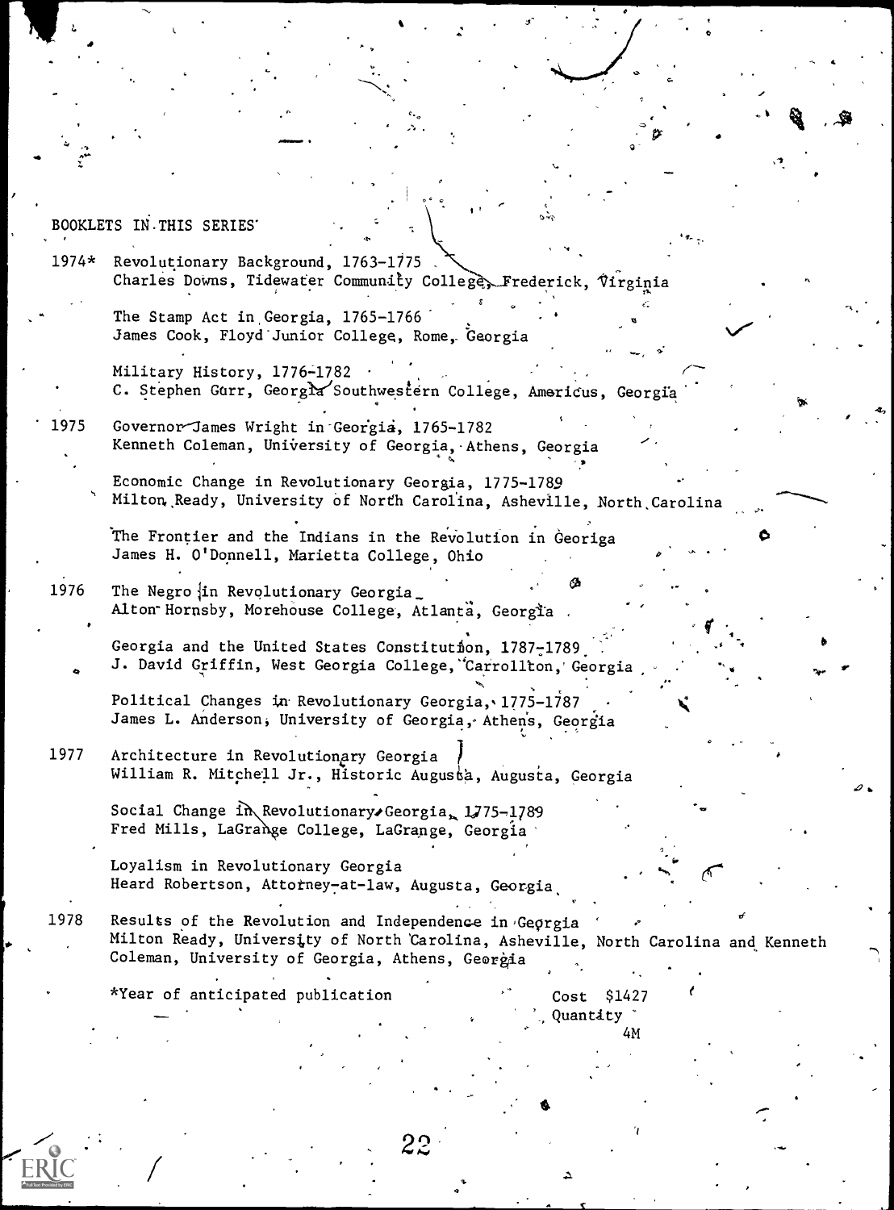BOOKLETS IN THIS SERIES

1974* Revolutionary Background, 1763-1775
Charles Downs, Tidewater Community College, Frederick, Virginia

The Stamp Act in Georgia, 1765-1766
James Cook, Floyd Junior College, Rome, Georgia

Military History, 1776-1782
C. Stephen Gurr, Georgia Southwestern College, Americus, Georgia

1975 Governor James Wright in Georgia, 1765-1782
Kenneth Coleman, University of Georgia, Athens, Georgia

Economic Change in Revolutionary Georgia, 1775-1789
Milton Ready, University of North Carolina, Asheville, North Carolina

The Frontier and the Indians in the Revolution in Georiga
James H. O'Donnell, Marietta College, Ohio

1976 The Negro in Revolutionary Georgia
Alton Hornsby, Morehouse College, Atlanta, Georgia

Georgia and the United States Constitution, 1787-1789
J. David Griffin, West Georgia College, Carrollton, Georgia

Political Changes in Revolutionary Georgia, 1775-1787
James L. Anderson, University of Georgia, Athens, Georgia

1977 Architecture in Revolutionary Georgia
William R. Mitchell Jr., Historic Augusta, Augusta, Georgia

Social Change in Revolutionary Georgia, 1775-1789
Fred Mills, LaGrange College, LaGrange, Georgia

Loyalism in Revolutionary Georgia
Heard Robertson, Attorney-at-law, Augusta, Georgia

1978 Results of the Revolution and Independence in Georgia
Milton Ready, University of North Carolina, Asheville, North Carolina and Kenneth Coleman, University of Georgia, Athens, Georgia

*Year of anticipated publication

Cost $1427
Quantity
4M